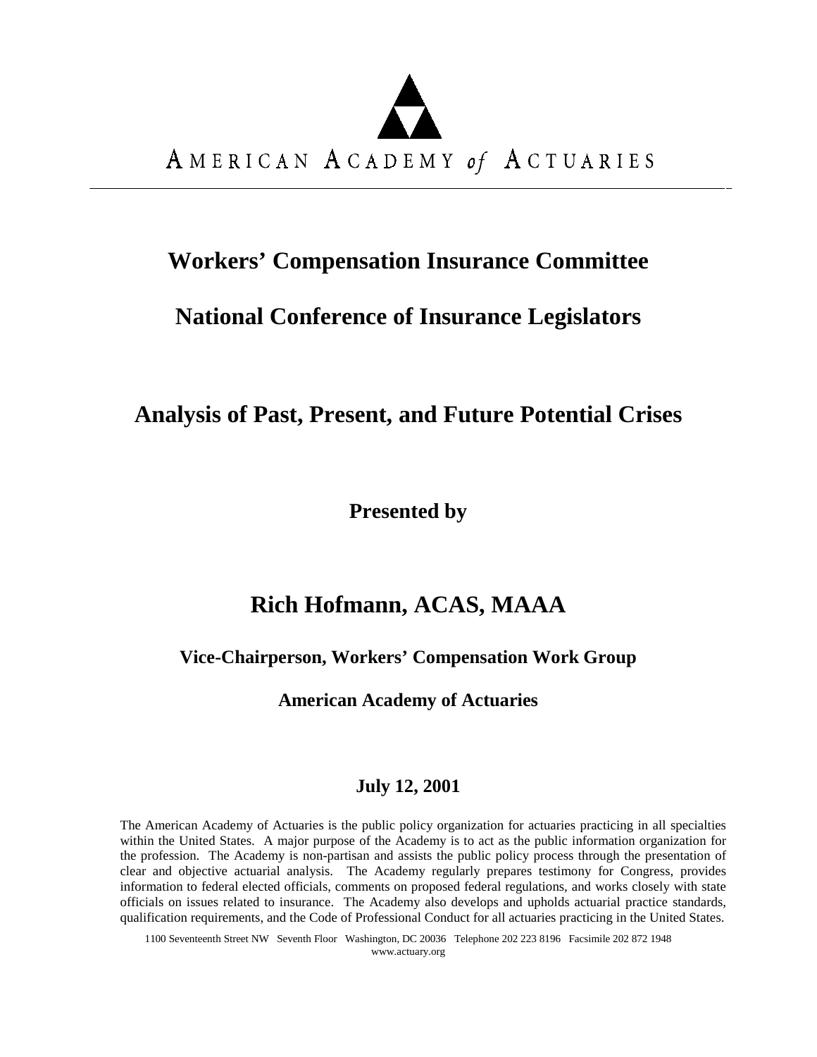AMERICAN ACADEMY *of* ACTUARIES

# Workers' Compensation Insurance Committee

# National Conference of Insurance Legislators

## Analysis of Past, Present, and Future Potential Crises

**Presented by**

## Rich Hofmann, ACAS, MAAA

**Vice-Chairperson, Workers' Compensation Work Group**

**American Academy of Actuaries**

**July 12, 2001**

The American Academy of Actuaries is the public policy organization for actuaries practicing in all specialties within the United States. A major purpose of the Academy is to act as the public information organization for the profession. The Academy is non-partisan and assists the public policy process through the presentation of clear and objective actuarial analysis. The Academy regularly prepares testimony for Congress, provides information to federal elected officials, comments on proposed federal regulations, and works closely with state officials on issues related to insurance. The Academy also develops and upholds actuarial practice standards, qualification requirements, and the Code of Professional Conduct for all actuaries practicing in the United States.

1100 Seventeenth Street NW Seventh Floor Washington, DC 20036 Telephone 202 223 8196 Facsimile 202 872 1948
www.actuary.org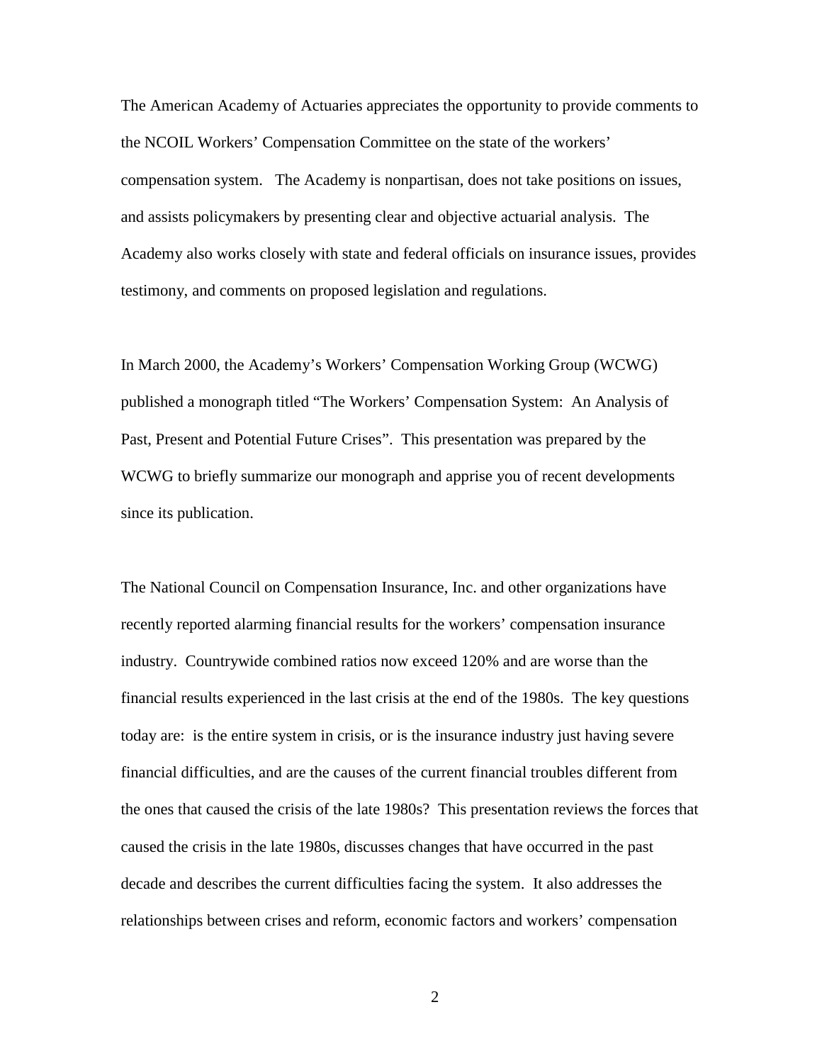The American Academy of Actuaries appreciates the opportunity to provide comments to the NCOIL Workers' Compensation Committee on the state of the workers' compensation system. The Academy is nonpartisan, does not take positions on issues, and assists policymakers by presenting clear and objective actuarial analysis. The Academy also works closely with state and federal officials on insurance issues, provides testimony, and comments on proposed legislation and regulations.

In March 2000, the Academy's Workers' Compensation Working Group (WCWG) published a monograph titled "The Workers' Compensation System: An Analysis of Past, Present and Potential Future Crises". This presentation was prepared by the WCWG to briefly summarize our monograph and apprise you of recent developments since its publication.

The National Council on Compensation Insurance, Inc. and other organizations have recently reported alarming financial results for the workers' compensation insurance industry. Countrywide combined ratios now exceed 120% and are worse than the financial results experienced in the last crisis at the end of the 1980s. The key questions today are: is the entire system in crisis, or is the insurance industry just having severe financial difficulties, and are the causes of the current financial troubles different from the ones that caused the crisis of the late 1980s? This presentation reviews the forces that caused the crisis in the late 1980s, discusses changes that have occurred in the past decade and describes the current difficulties facing the system. It also addresses the relationships between crises and reform, economic factors and workers' compensation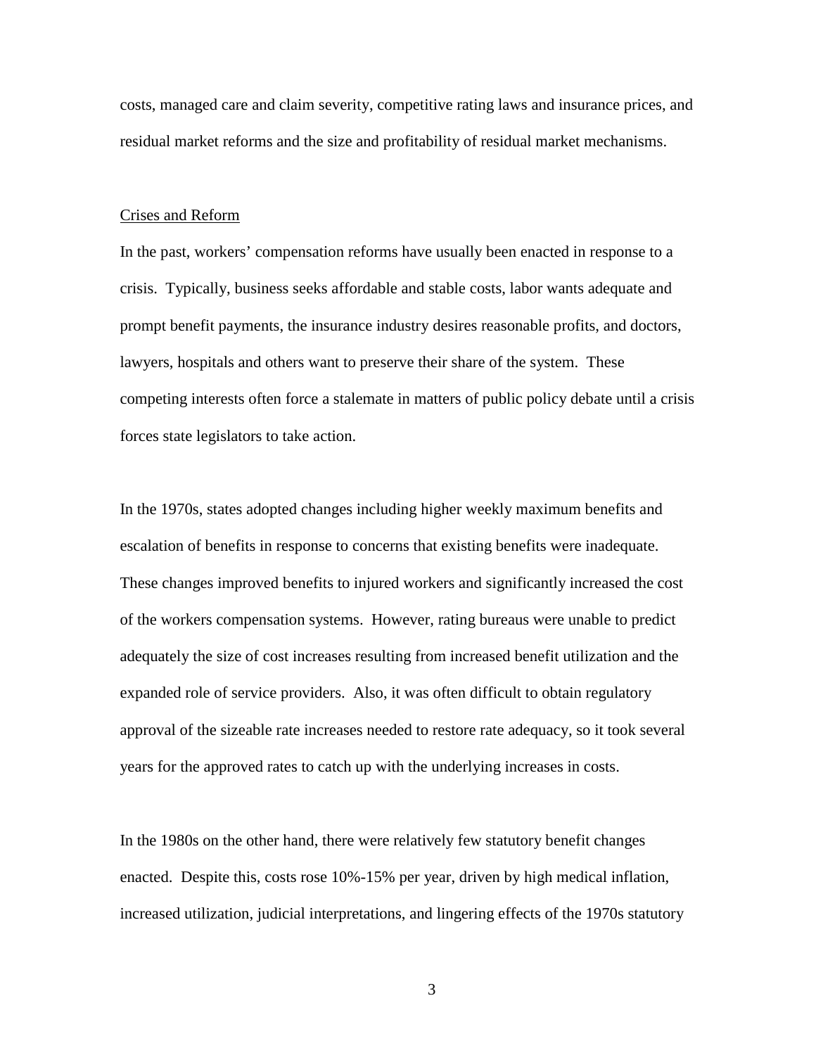costs, managed care and claim severity, competitive rating laws and insurance prices, and residual market reforms and the size and profitability of residual market mechanisms.

## Crises and Reform

In the past, workers' compensation reforms have usually been enacted in response to a crisis. Typically, business seeks affordable and stable costs, labor wants adequate and prompt benefit payments, the insurance industry desires reasonable profits, and doctors, lawyers, hospitals and others want to preserve their share of the system. These competing interests often force a stalemate in matters of public policy debate until a crisis forces state legislators to take action.

In the 1970s, states adopted changes including higher weekly maximum benefits and escalation of benefits in response to concerns that existing benefits were inadequate. These changes improved benefits to injured workers and significantly increased the cost of the workers compensation systems. However, rating bureaus were unable to predict adequately the size of cost increases resulting from increased benefit utilization and the expanded role of service providers. Also, it was often difficult to obtain regulatory approval of the sizeable rate increases needed to restore rate adequacy, so it took several years for the approved rates to catch up with the underlying increases in costs.

In the 1980s on the other hand, there were relatively few statutory benefit changes enacted. Despite this, costs rose 10%-15% per year, driven by high medical inflation, increased utilization, judicial interpretations, and lingering effects of the 1970s statutory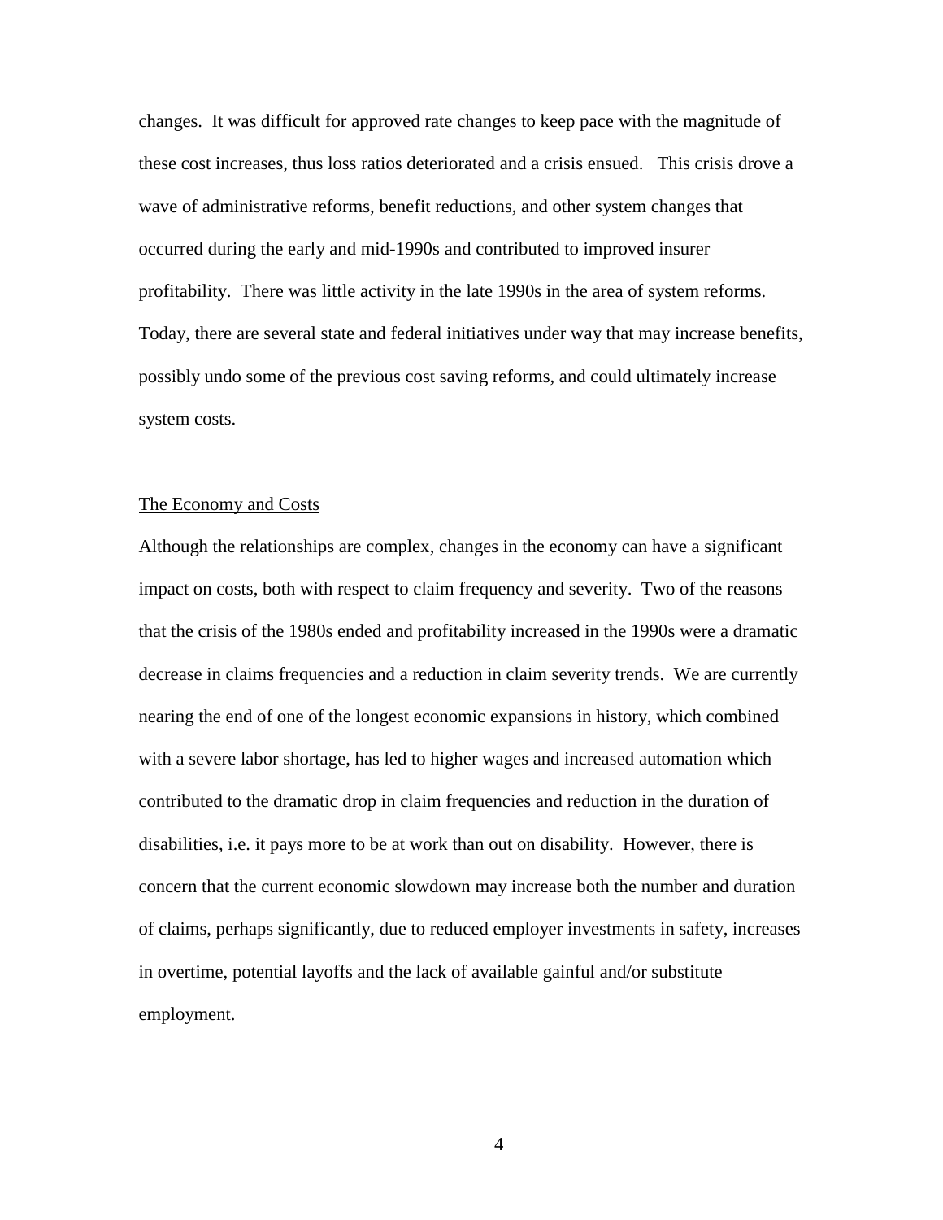changes. It was difficult for approved rate changes to keep pace with the magnitude of these cost increases, thus loss ratios deteriorated and a crisis ensued. This crisis drove a wave of administrative reforms, benefit reductions, and other system changes that occurred during the early and mid-1990s and contributed to improved insurer profitability. There was little activity in the late 1990s in the area of system reforms. Today, there are several state and federal initiatives under way that may increase benefits, possibly undo some of the previous cost saving reforms, and could ultimately increase system costs.

## The Economy and Costs

Although the relationships are complex, changes in the economy can have a significant impact on costs, both with respect to claim frequency and severity. Two of the reasons that the crisis of the 1980s ended and profitability increased in the 1990s were a dramatic decrease in claims frequencies and a reduction in claim severity trends. We are currently nearing the end of one of the longest economic expansions in history, which combined with a severe labor shortage, has led to higher wages and increased automation which contributed to the dramatic drop in claim frequencies and reduction in the duration of disabilities, i.e. it pays more to be at work than out on disability. However, there is concern that the current economic slowdown may increase both the number and duration of claims, perhaps significantly, due to reduced employer investments in safety, increases in overtime, potential layoffs and the lack of available gainful and/or substitute employment.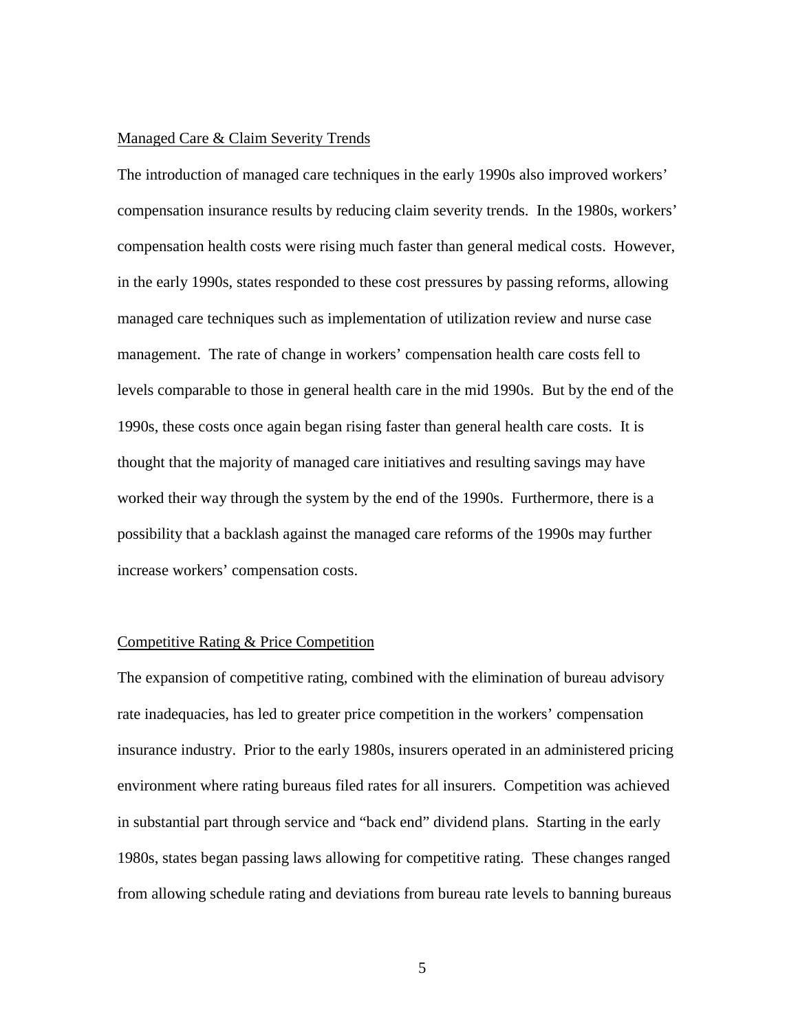## Managed Care & Claim Severity Trends

The introduction of managed care techniques in the early 1990s also improved workers' compensation insurance results by reducing claim severity trends. In the 1980s, workers' compensation health costs were rising much faster than general medical costs. However, in the early 1990s, states responded to these cost pressures by passing reforms, allowing managed care techniques such as implementation of utilization review and nurse case management. The rate of change in workers' compensation health care costs fell to levels comparable to those in general health care in the mid 1990s. But by the end of the 1990s, these costs once again began rising faster than general health care costs. It is thought that the majority of managed care initiatives and resulting savings may have worked their way through the system by the end of the 1990s. Furthermore, there is a possibility that a backlash against the managed care reforms of the 1990s may further increase workers' compensation costs.

## Competitive Rating & Price Competition

The expansion of competitive rating, combined with the elimination of bureau advisory rate inadequacies, has led to greater price competition in the workers' compensation insurance industry. Prior to the early 1980s, insurers operated in an administered pricing environment where rating bureaus filed rates for all insurers. Competition was achieved in substantial part through service and "back end" dividend plans. Starting in the early 1980s, states began passing laws allowing for competitive rating. These changes ranged from allowing schedule rating and deviations from bureau rate levels to banning bureaus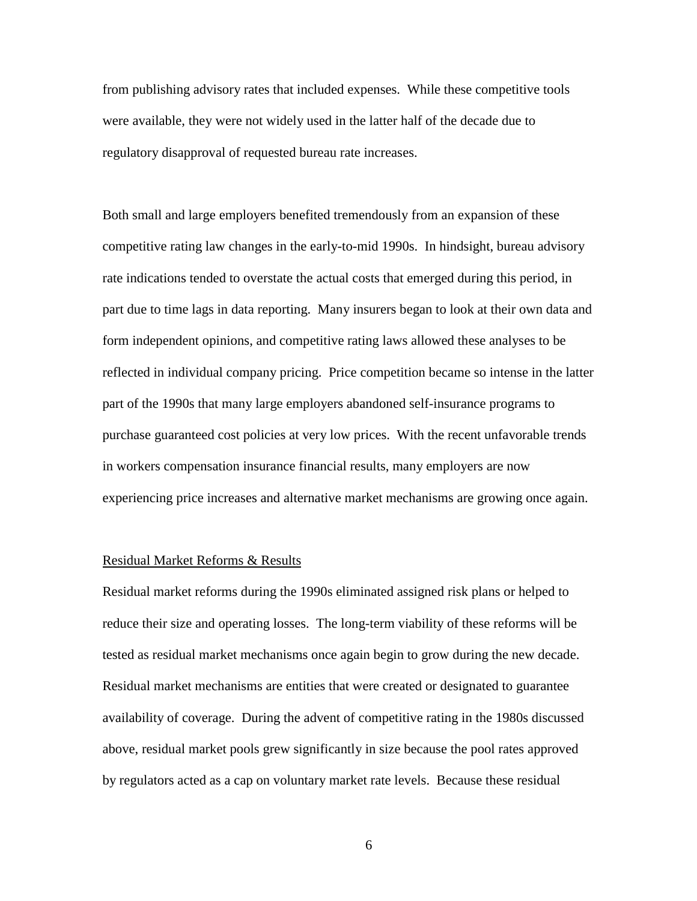from publishing advisory rates that included expenses. While these competitive tools were available, they were not widely used in the latter half of the decade due to regulatory disapproval of requested bureau rate increases.

Both small and large employers benefited tremendously from an expansion of these competitive rating law changes in the early-to-mid 1990s. In hindsight, bureau advisory rate indications tended to overstate the actual costs that emerged during this period, in part due to time lags in data reporting. Many insurers began to look at their own data and form independent opinions, and competitive rating laws allowed these analyses to be reflected in individual company pricing. Price competition became so intense in the latter part of the 1990s that many large employers abandoned self-insurance programs to purchase guaranteed cost policies at very low prices. With the recent unfavorable trends in workers compensation insurance financial results, many employers are now experiencing price increases and alternative market mechanisms are growing once again.

## Residual Market Reforms & Results

Residual market reforms during the 1990s eliminated assigned risk plans or helped to reduce their size and operating losses. The long-term viability of these reforms will be tested as residual market mechanisms once again begin to grow during the new decade. Residual market mechanisms are entities that were created or designated to guarantee availability of coverage. During the advent of competitive rating in the 1980s discussed above, residual market pools grew significantly in size because the pool rates approved by regulators acted as a cap on voluntary market rate levels. Because these residual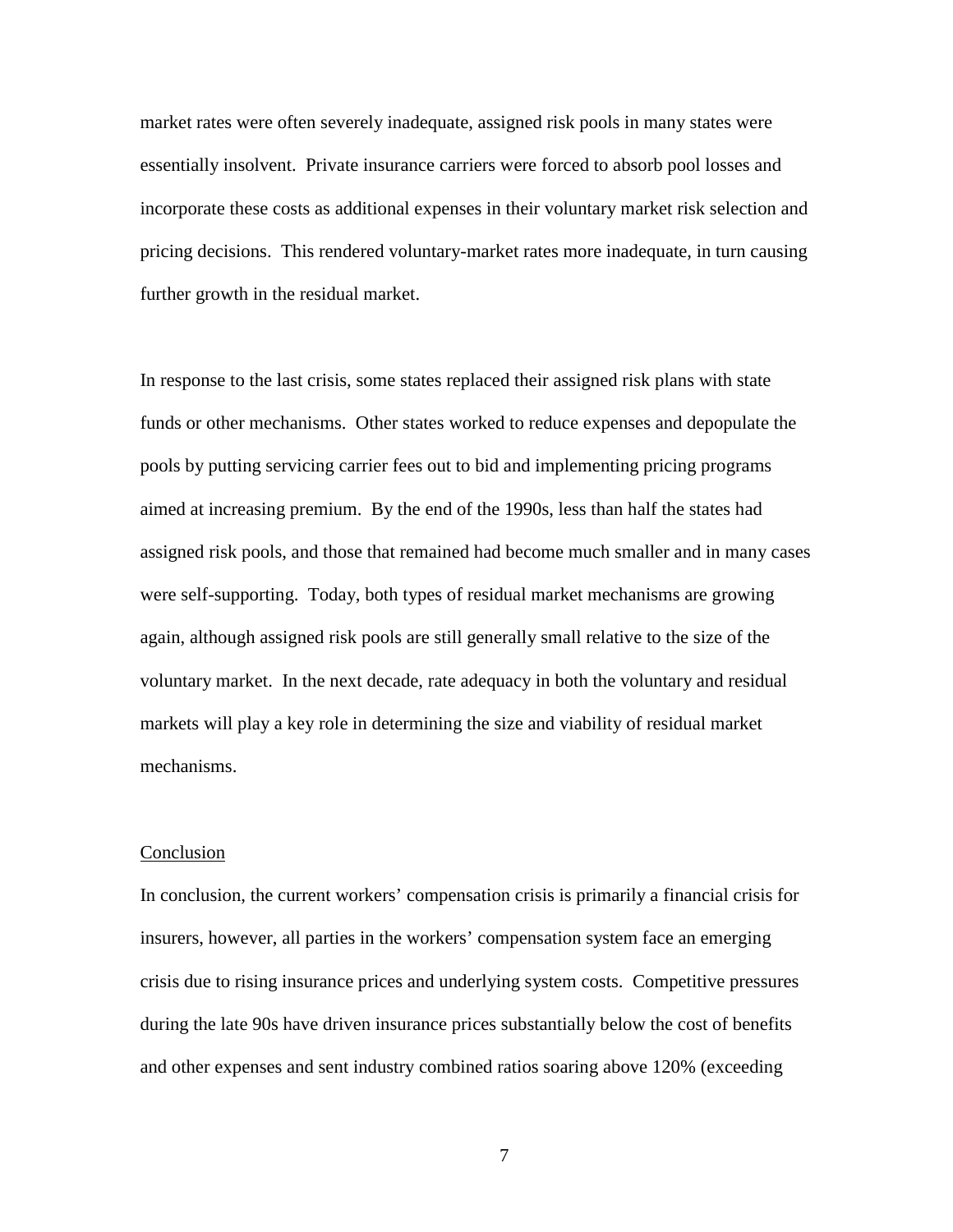market rates were often severely inadequate, assigned risk pools in many states were essentially insolvent. Private insurance carriers were forced to absorb pool losses and incorporate these costs as additional expenses in their voluntary market risk selection and pricing decisions. This rendered voluntary-market rates more inadequate, in turn causing further growth in the residual market.

In response to the last crisis, some states replaced their assigned risk plans with state funds or other mechanisms. Other states worked to reduce expenses and depopulate the pools by putting servicing carrier fees out to bid and implementing pricing programs aimed at increasing premium. By the end of the 1990s, less than half the states had assigned risk pools, and those that remained had become much smaller and in many cases were self-supporting. Today, both types of residual market mechanisms are growing again, although assigned risk pools are still generally small relative to the size of the voluntary market. In the next decade, rate adequacy in both the voluntary and residual markets will play a key role in determining the size and viability of residual market mechanisms.

## Conclusion

In conclusion, the current workers' compensation crisis is primarily a financial crisis for insurers, however, all parties in the workers' compensation system face an emerging crisis due to rising insurance prices and underlying system costs. Competitive pressures during the late 90s have driven insurance prices substantially below the cost of benefits and other expenses and sent industry combined ratios soaring above 120% (exceeding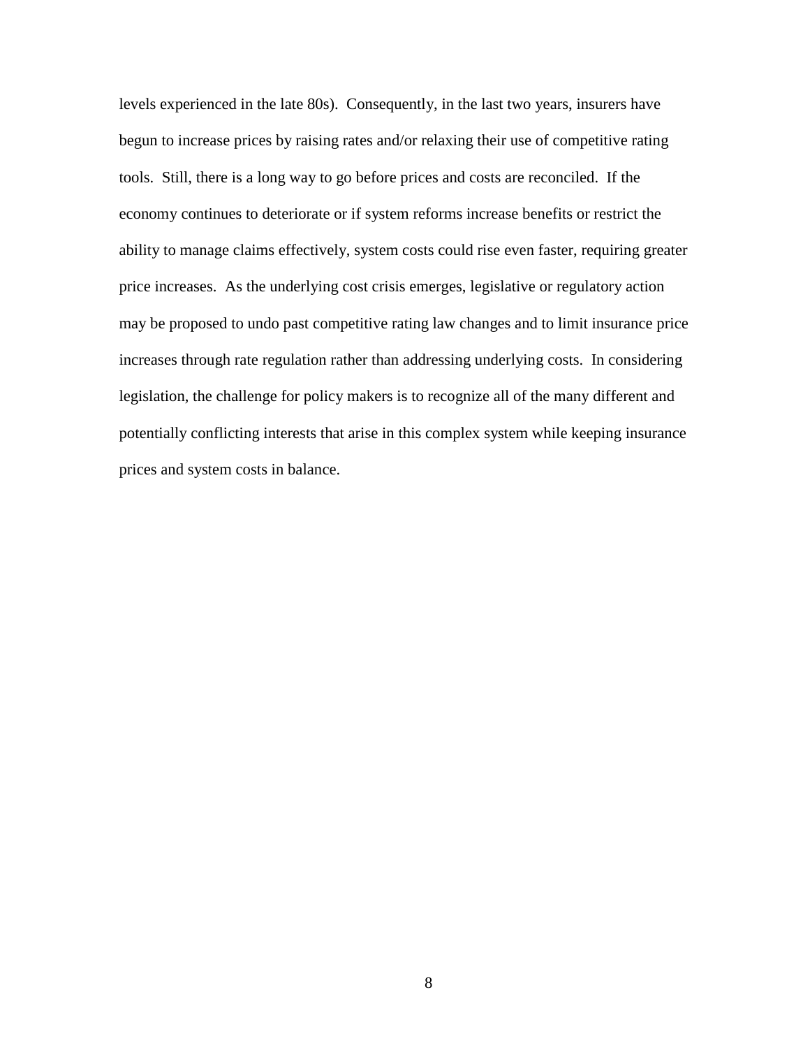levels experienced in the late 80s). Consequently, in the last two years, insurers have begun to increase prices by raising rates and/or relaxing their use of competitive rating tools. Still, there is a long way to go before prices and costs are reconciled. If the economy continues to deteriorate or if system reforms increase benefits or restrict the ability to manage claims effectively, system costs could rise even faster, requiring greater price increases. As the underlying cost crisis emerges, legislative or regulatory action may be proposed to undo past competitive rating law changes and to limit insurance price increases through rate regulation rather than addressing underlying costs. In considering legislation, the challenge for policy makers is to recognize all of the many different and potentially conflicting interests that arise in this complex system while keeping insurance prices and system costs in balance.